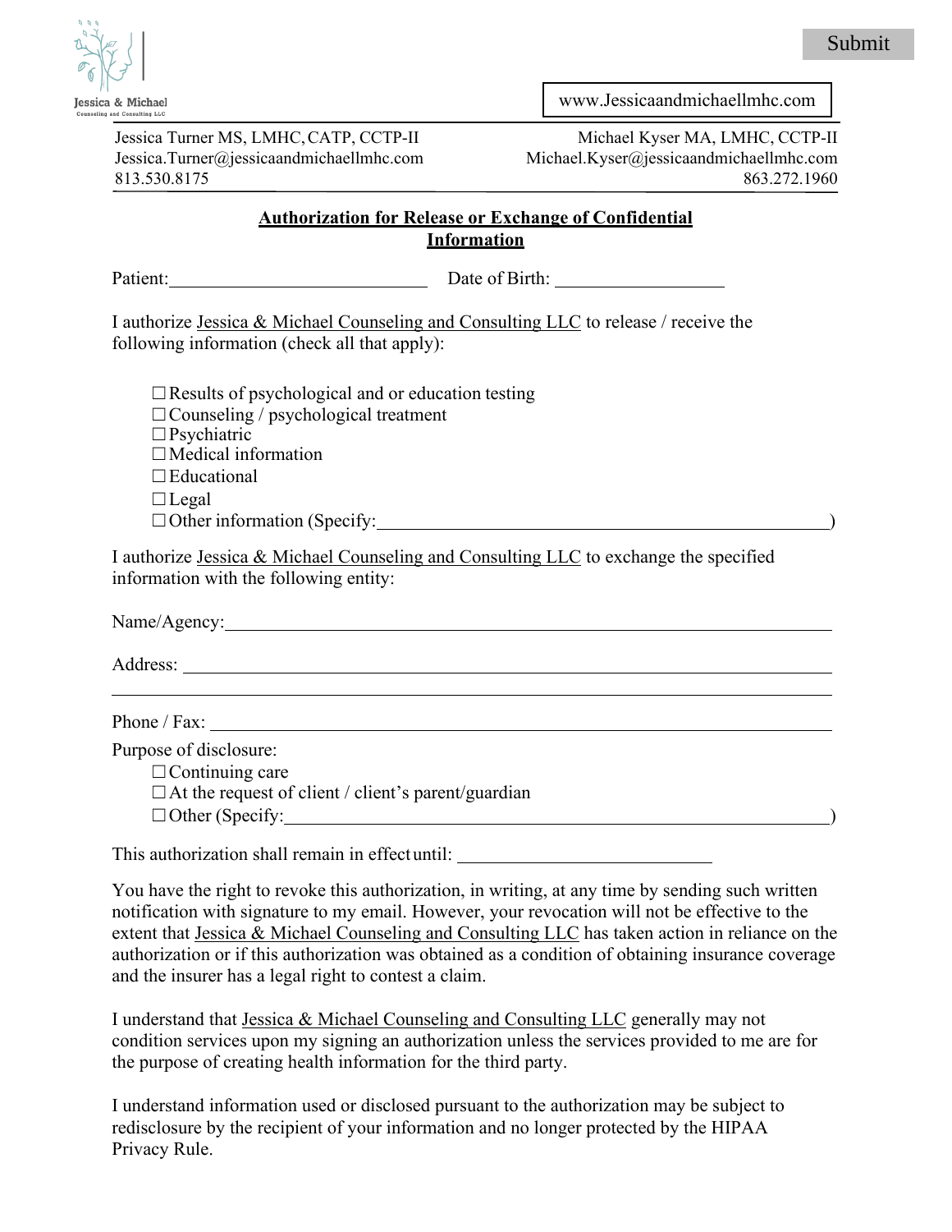Submit

Jessica & Michael
Counseling and Consulting LLC

www.Jessicaandmichaellmhc.com

Jessica Turner MS, LMHC, CATP, CCTP-II
Jessica.Turner@jessicaandmichaellmhc.com
813.530.8175

Michael Kyser MA, LMHC, CCTP-II
Michael.Kyser@jessicaandmichaellmhc.com
863.272.1960

## Authorization for Release or Exchange of Confidential Information

Patient:____________________________ Date of Birth: __________________

I authorize Jessica & Michael Counseling and Consulting LLC to release / receive the following information (check all that apply):

- ☐ Results of psychological and or education testing
- ☐ Counseling / psychological treatment
- ☐ Psychiatric
- ☐ Medical information
- ☐ Educational
- ☐ Legal
- ☐ Other information (Specify:_______________________________________________)

I authorize Jessica & Michael Counseling and Consulting LLC to exchange the specified information with the following entity:

Name/Agency:_____________________________________________________________

Address: _________________________________________________________________

__________________________________________________________________________

Phone / Fax: ______________________________________________________________

Purpose of disclosure:

- ☐ Continuing care
- ☐ At the request of client / client's parent/guardian
- ☐ Other (Specify:____________________________________________________)

This authorization shall remain in effect until: __________________________

You have the right to revoke this authorization, in writing, at any time by sending such written notification with signature to my email. However, your revocation will not be effective to the extent that Jessica & Michael Counseling and Consulting LLC has taken action in reliance on the authorization or if this authorization was obtained as a condition of obtaining insurance coverage and the insurer has a legal right to contest a claim.

I understand that Jessica & Michael Counseling and Consulting LLC generally may not condition services upon my signing an authorization unless the services provided to me are for the purpose of creating health information for the third party.

I understand information used or disclosed pursuant to the authorization may be subject to redisclosure by the recipient of your information and no longer protected by the HIPAA Privacy Rule.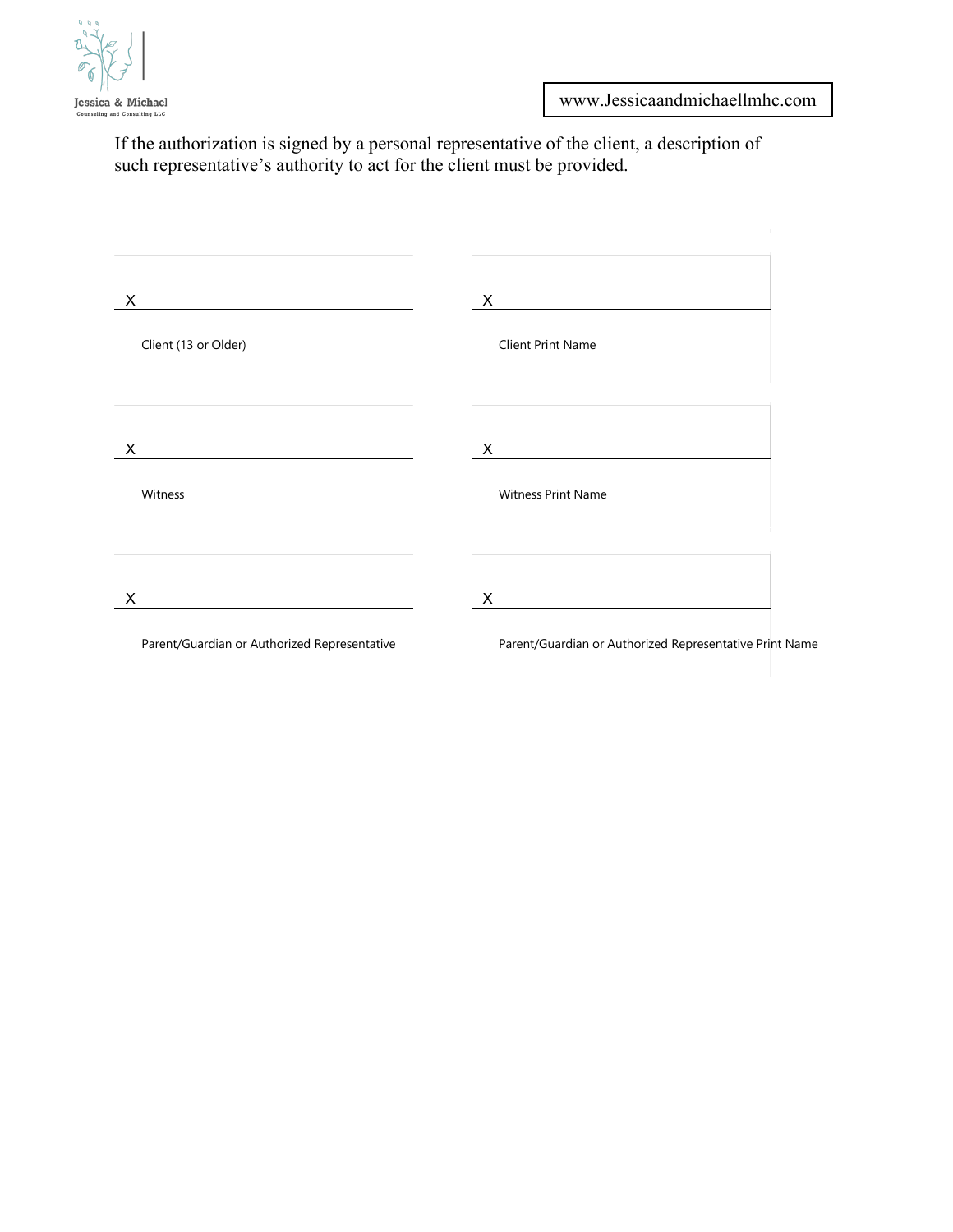If the authorization is signed by a personal representative of the client, a description of such representative's authority to act for the client must be provided.

| | |
|---|---|
| X | X |
| Client (13 or Older) | Client Print Name |
| X | X |
| Witness | Witness Print Name |
| X | X |
| Parent/Guardian or Authorized Representative | Parent/Guardian or Authorized Representative Print Name |